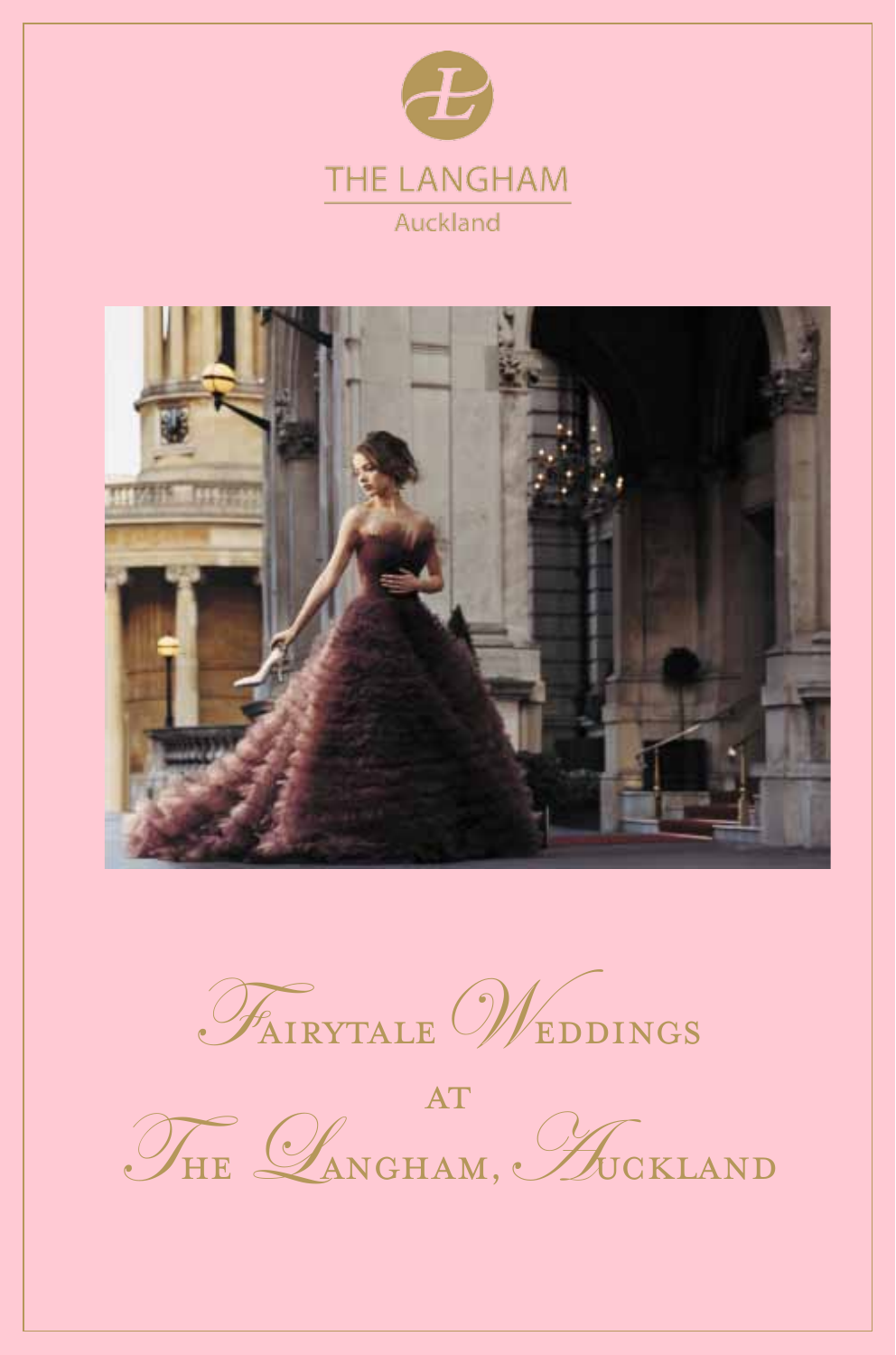THE LANGHAM

Auckland

# Fairytale Weddings

## at

## The Langham, Auckland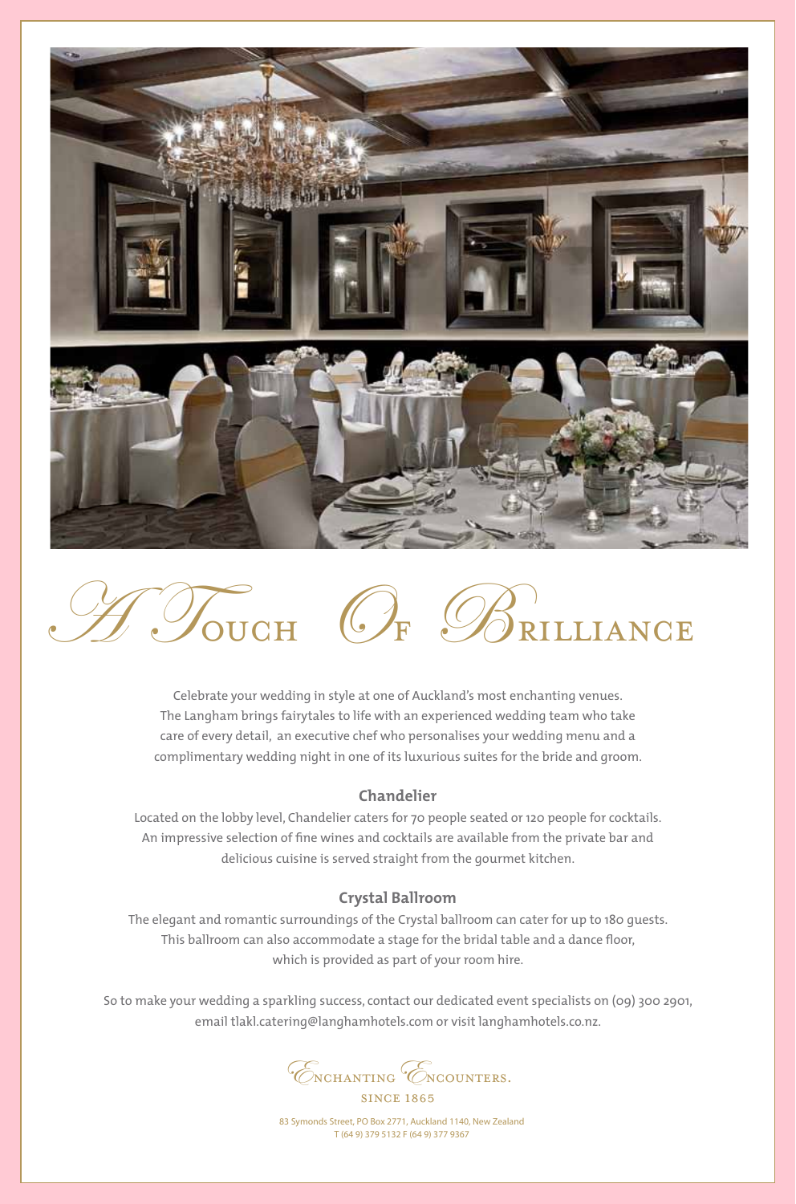# A Touch Of Brilliance

Celebrate your wedding in style at one of Auckland's most enchanting venues. The Langham brings fairytales to life with an experienced wedding team who take care of every detail, an executive chef who personalises your wedding menu and a complimentary wedding night in one of its luxurious suites for the bride and groom.

## Chandelier

Located on the lobby level, Chandelier caters for 70 people seated or 120 people for cocktails. An impressive selection of fine wines and cocktails are available from the private bar and delicious cuisine is served straight from the gourmet kitchen.

## Crystal Ballroom

The elegant and romantic surroundings of the Crystal ballroom can cater for up to 180 guests. This ballroom can also accommodate a stage for the bridal table and a dance floor, which is provided as part of your room hire.

So to make your wedding a sparkling success, contact our dedicated event specialists on (09) 300 2901, email tlakl.catering@langhamhotels.com or visit langhamhotels.co.nz.

Enchanting Encounters.

SINCE 1865

83 Symonds Street, PO Box 2771, Auckland 1140, New Zealand
T (64 9) 379 5132 F (64 9) 377 9367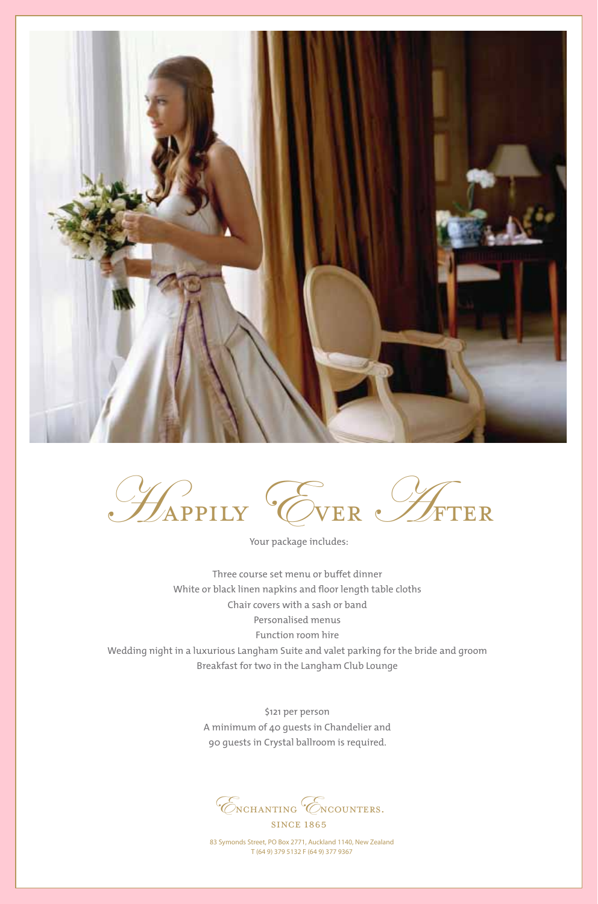# Happily Ever After

Your package includes:

Three course set menu or buffet dinner
White or black linen napkins and floor length table cloths
Chair covers with a sash or band
Personalised menus
Function room hire
Wedding night in a luxurious Langham Suite and valet parking for the bride and groom
Breakfast for two in the Langham Club Lounge

$121 per person
A minimum of 40 guests in Chandelier and
90 guests in Crystal ballroom is required.

Enchanting Encounters.
SINCE 1865

83 Symonds Street, PO Box 2771, Auckland 1140, New Zealand
T (64 9) 379 5132 F (64 9) 377 9367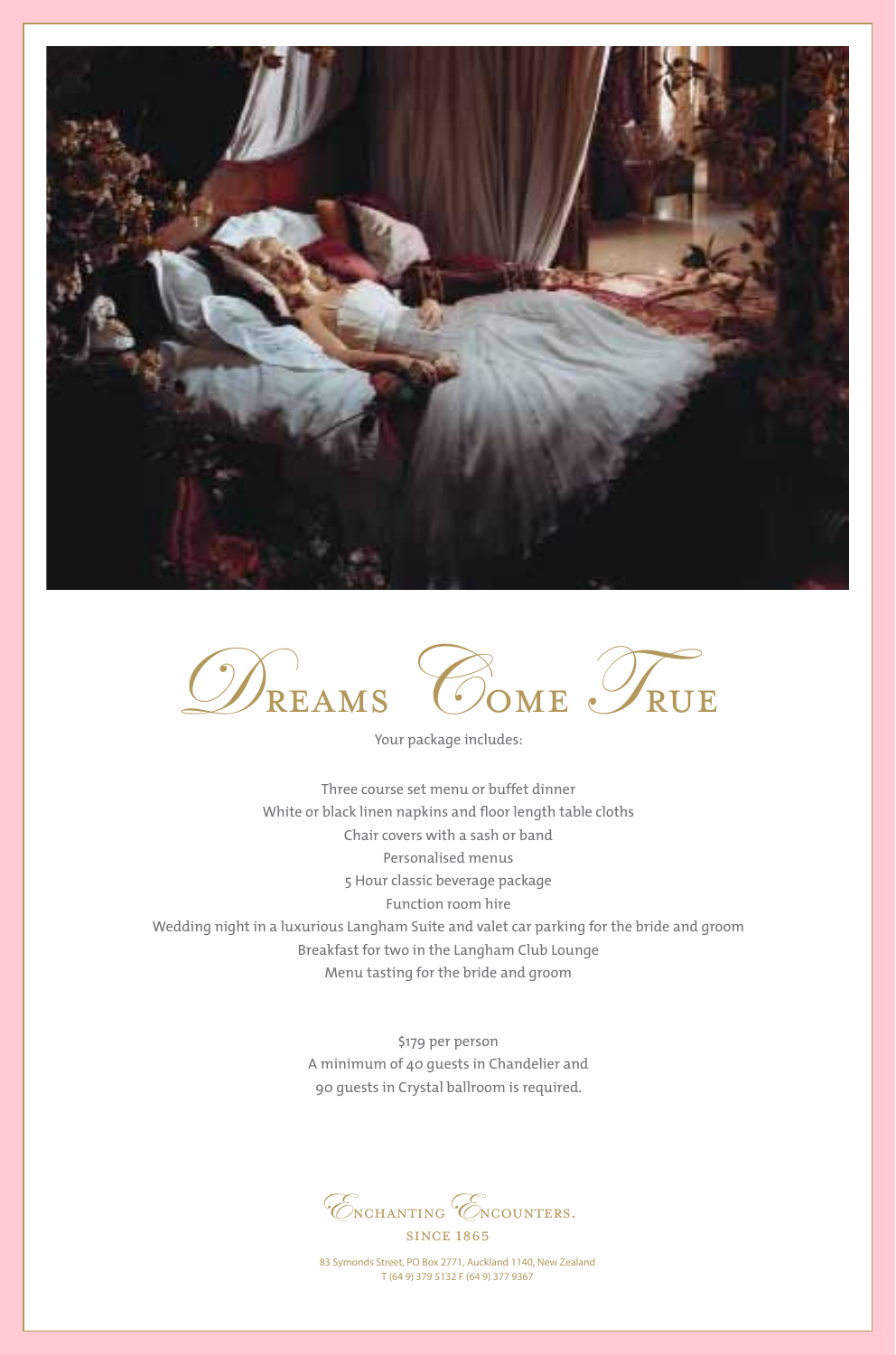# Dreams Come True

Your package includes:

Three course set menu or buffet dinner
White or black linen napkins and floor length table cloths
Chair covers with a sash or band
Personalised menus
5 Hour classic beverage package
Function room hire
Wedding night in a luxurious Langham Suite and valet car parking for the bride and groom
Breakfast for two in the Langham Club Lounge
Menu tasting for the bride and groom

$179 per person
A minimum of 40 guests in Chandelier and
90 guests in Crystal ballroom is required.

Enchanting Encounters.
SINCE 1865

83 Symonds Street, PO Box 2771, Auckland 1140, New Zealand
T (64 9) 379 5132 F (64 9) 377 9367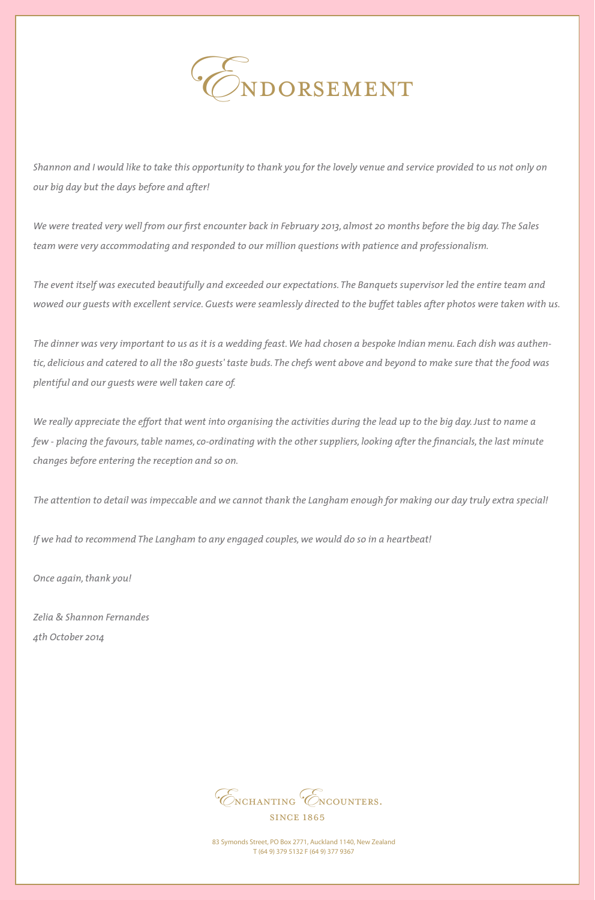# Endorsement

*Shannon and I would like to take this opportunity to thank you for the lovely venue and service provided to us not only on our big day but the days before and after!*

*We were treated very well from our first encounter back in February 2013, almost 20 months before the big day. The Sales team were very accommodating and responded to our million questions with patience and professionalism.*

*The event itself was executed beautifully and exceeded our expectations. The Banquets supervisor led the entire team and wowed our guests with excellent service. Guests were seamlessly directed to the buffet tables after photos were taken with us.*

*The dinner was very important to us as it is a wedding feast. We had chosen a bespoke Indian menu. Each dish was authentic, delicious and catered to all the 180 guests' taste buds. The chefs went above and beyond to make sure that the food was plentiful and our guests were well taken care of.*

*We really appreciate the effort that went into organising the activities during the lead up to the big day. Just to name a few - placing the favours, table names, co-ordinating with the other suppliers, looking after the financials, the last minute changes before entering the reception and so on.*

*The attention to detail was impeccable and we cannot thank the Langham enough for making our day truly extra special!*

*If we had to recommend The Langham to any engaged couples, we would do so in a heartbeat!*

*Once again, thank you!*

*Zelia & Shannon Fernandes*
*4th October 2014*

Enchanting Encounters.
SINCE 1865

83 Symonds Street, PO Box 2771, Auckland 1140, New Zealand
T (64 9) 379 5132 F (64 9) 377 9367